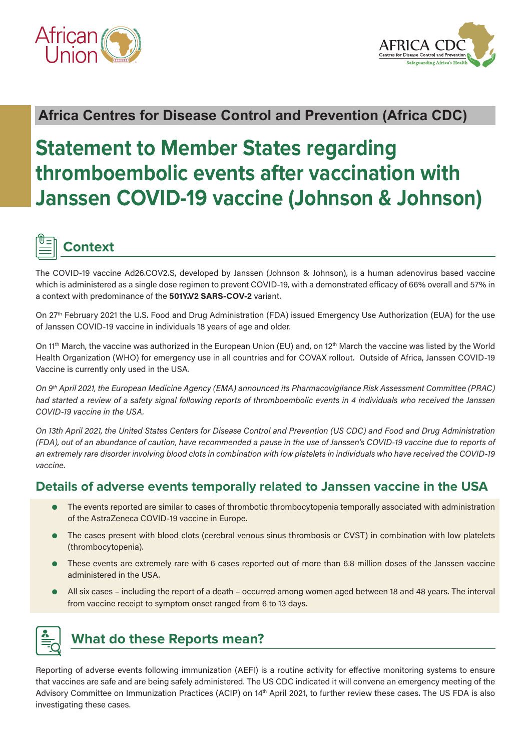Africa Centres for Disease Control and Prevention (Africa CDC)

# Statement to Member States regarding thromboembolic events after vaccination with Janssen COVID-19 vaccine (Johnson & Johnson)

## Context

The COVID-19 vaccine Ad26.COV2.S, developed by Janssen (Johnson & Johnson), is a human adenovirus based vaccine which is administered as a single dose regimen to prevent COVID-19, with a demonstrated efficacy of 66% overall and 57% in a context with predominance of the **501Y.V2 SARS-COV-2** variant.

On 27th February 2021 the U.S. Food and Drug Administration (FDA) issued Emergency Use Authorization (EUA) for the use of Janssen COVID-19 vaccine in individuals 18 years of age and older.

On 11th March, the vaccine was authorized in the European Union (EU) and, on 12th March the vaccine was listed by the World Health Organization (WHO) for emergency use in all countries and for COVAX rollout. Outside of Africa, Janssen COVID-19 Vaccine is currently only used in the USA.

*On 9th April 2021, the European Medicine Agency (EMA) announced its Pharmacovigilance Risk Assessment Committee (PRAC) had started a review of a safety signal following reports of thromboembolic events in 4 individuals who received the Janssen COVID-19 vaccine in the USA.*

*On 13th April 2021, the United States Centers for Disease Control and Prevention (US CDC) and Food and Drug Administration (FDA), out of an abundance of caution, have recommended a pause in the use of Janssen's COVID-19 vaccine due to reports of an extremely rare disorder involving blood clots in combination with low platelets in individuals who have received the COVID-19 vaccine.*

### Details of adverse events temporally related to Janssen vaccine in the USA

- The events reported are similar to cases of thrombotic thrombocytopenia temporally associated with administration of the AstraZeneca COVID-19 vaccine in Europe.
- The cases present with blood clots (cerebral venous sinus thrombosis or CVST) in combination with low platelets (thrombocytopenia).
- These events are extremely rare with 6 cases reported out of more than 6.8 million doses of the Janssen vaccine administered in the USA.
- All six cases – including the report of a death – occurred among women aged between 18 and 48 years. The interval from vaccine receipt to symptom onset ranged from 6 to 13 days.

## What do these Reports mean?

Reporting of adverse events following immunization (AEFI) is a routine activity for effective monitoring systems to ensure that vaccines are safe and are being safely administered. The US CDC indicated it will convene an emergency meeting of the Advisory Committee on Immunization Practices (ACIP) on 14th April 2021, to further review these cases. The US FDA is also investigating these cases.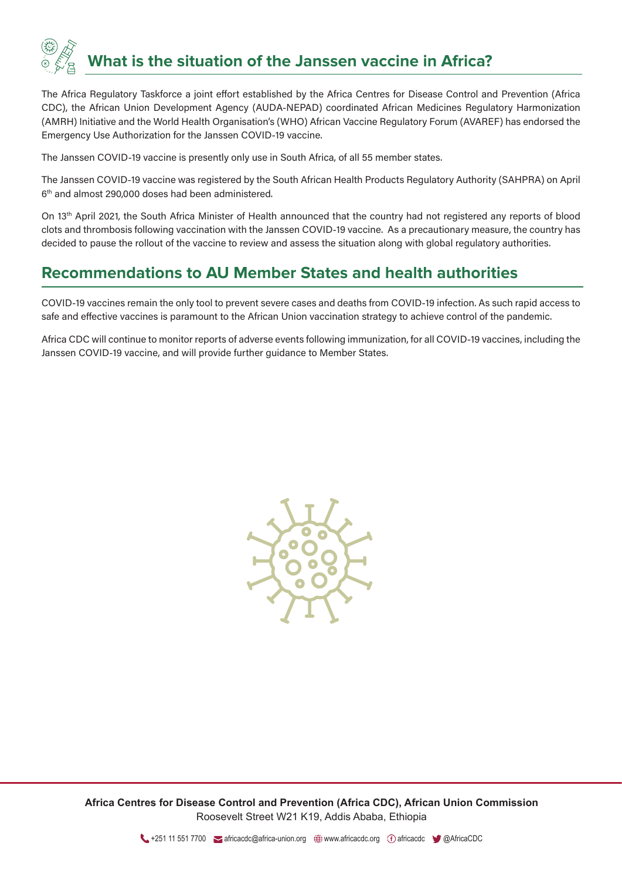## What is the situation of the Janssen vaccine in Africa?

The Africa Regulatory Taskforce a joint effort established by the Africa Centres for Disease Control and Prevention (Africa CDC), the African Union Development Agency (AUDA-NEPAD) coordinated African Medicines Regulatory Harmonization (AMRH) Initiative and the World Health Organisation's (WHO) African Vaccine Regulatory Forum (AVAREF) has endorsed the Emergency Use Authorization for the Janssen COVID-19 vaccine.

The Janssen COVID-19 vaccine is presently only use in South Africa, of all 55 member states.

The Janssen COVID-19 vaccine was registered by the South African Health Products Regulatory Authority (SAHPRA) on April 6th and almost 290,000 doses had been administered.

On 13th April 2021, the South Africa Minister of Health announced that the country had not registered any reports of blood clots and thrombosis following vaccination with the Janssen COVID-19 vaccine. As a precautionary measure, the country has decided to pause the rollout of the vaccine to review and assess the situation along with global regulatory authorities.

## Recommendations to AU Member States and health authorities

COVID-19 vaccines remain the only tool to prevent severe cases and deaths from COVID-19 infection. As such rapid access to safe and effective vaccines is paramount to the African Union vaccination strategy to achieve control of the pandemic.

Africa CDC will continue to monitor reports of adverse events following immunization, for all COVID-19 vaccines, including the Janssen COVID-19 vaccine, and will provide further guidance to Member States.

**Africa Centres for Disease Control and Prevention (Africa CDC), African Union Commission**
Roosevelt Street W21 K19, Addis Ababa, Ethiopia

+251 11 551 7700 africacdc@africa-union.org www.africacdc.org africacdc @AfricaCDC